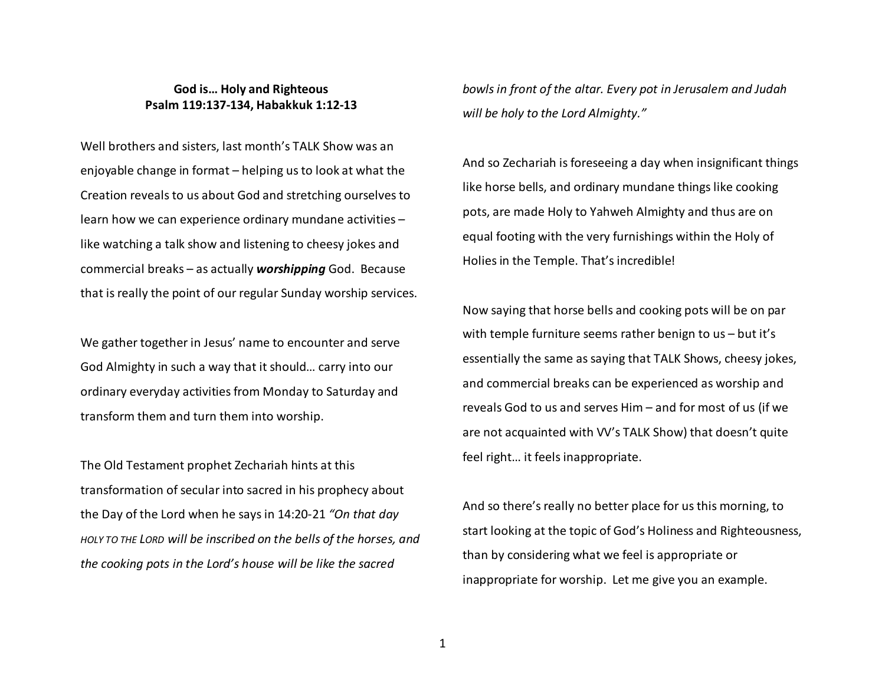**God is… Holy and Righteous**
**Psalm 119:137-134, Habakkuk 1:12-13**

Well brothers and sisters, last month's TALK Show was an enjoyable change in format – helping us to look at what the Creation reveals to us about God and stretching ourselves to learn how we can experience ordinary mundane activities – like watching a talk show and listening to cheesy jokes and commercial breaks – as actually ***worshipping*** God. Because that is really the point of our regular Sunday worship services.

We gather together in Jesus' name to encounter and serve God Almighty in such a way that it should… carry into our ordinary everyday activities from Monday to Saturday and transform them and turn them into worship.

The Old Testament prophet Zechariah hints at this transformation of secular into sacred in his prophecy about the Day of the Lord when he says in 14:20-21 *"On that day HOLY TO THE LORD will be inscribed on the bells of the horses, and the cooking pots in the Lord's house will be like the sacred bowls in front of the altar. Every pot in Jerusalem and Judah will be holy to the Lord Almighty."*

And so Zechariah is foreseeing a day when insignificant things like horse bells, and ordinary mundane things like cooking pots, are made Holy to Yahweh Almighty and thus are on equal footing with the very furnishings within the Holy of Holies in the Temple. That's incredible!

Now saying that horse bells and cooking pots will be on par with temple furniture seems rather benign to us – but it's essentially the same as saying that TALK Shows, cheesy jokes, and commercial breaks can be experienced as worship and reveals God to us and serves Him – and for most of us (if we are not acquainted with VV's TALK Show) that doesn't quite feel right… it feels inappropriate.

And so there's really no better place for us this morning, to start looking at the topic of God's Holiness and Righteousness, than by considering what we feel is appropriate or inappropriate for worship. Let me give you an example.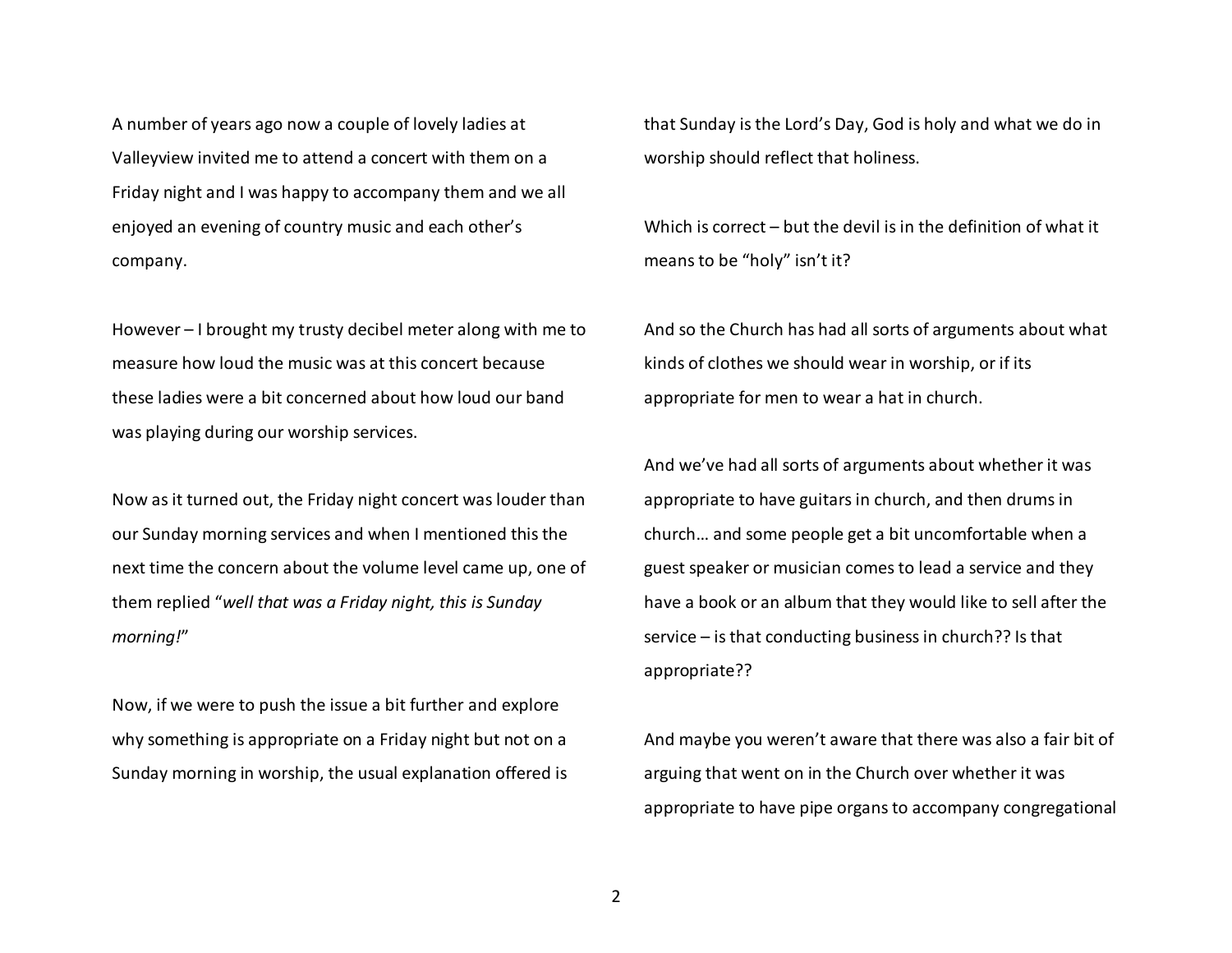A number of years ago now a couple of lovely ladies at Valleyview invited me to attend a concert with them on a Friday night and I was happy to accompany them and we all enjoyed an evening of country music and each other's company.

However – I brought my trusty decibel meter along with me to measure how loud the music was at this concert because these ladies were a bit concerned about how loud our band was playing during our worship services.

Now as it turned out, the Friday night concert was louder than our Sunday morning services and when I mentioned this the next time the concern about the volume level came up, one of them replied "*well that was a Friday night, this is Sunday morning!*"

Now, if we were to push the issue a bit further and explore why something is appropriate on a Friday night but not on a Sunday morning in worship, the usual explanation offered is that Sunday is the Lord's Day, God is holy and what we do in worship should reflect that holiness.

Which is correct – but the devil is in the definition of what it means to be "holy" isn't it?

And so the Church has had all sorts of arguments about what kinds of clothes we should wear in worship, or if its appropriate for men to wear a hat in church.

And we've had all sorts of arguments about whether it was appropriate to have guitars in church, and then drums in church… and some people get a bit uncomfortable when a guest speaker or musician comes to lead a service and they have a book or an album that they would like to sell after the service – is that conducting business in church?? Is that appropriate??

And maybe you weren't aware that there was also a fair bit of arguing that went on in the Church over whether it was appropriate to have pipe organs to accompany congregational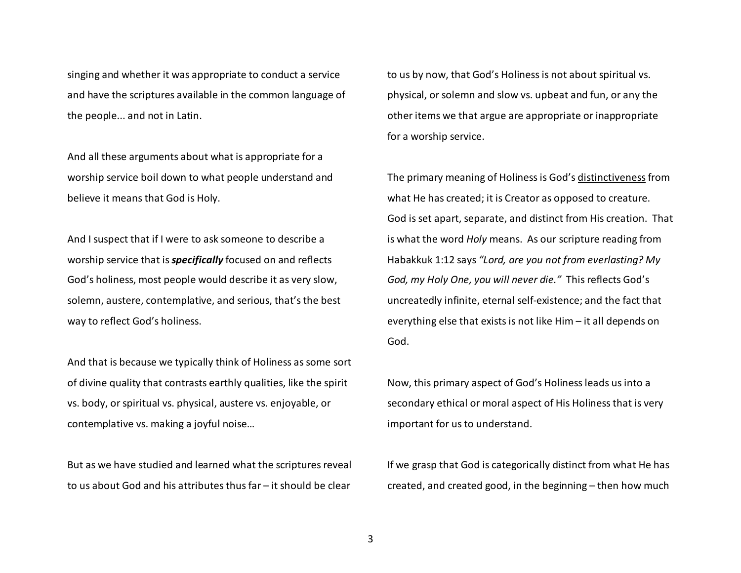singing and whether it was appropriate to conduct a service and have the scriptures available in the common language of the people... and not in Latin.

And all these arguments about what is appropriate for a worship service boil down to what people understand and believe it means that God is Holy.

And I suspect that if I were to ask someone to describe a worship service that is ***specifically*** focused on and reflects God's holiness, most people would describe it as very slow, solemn, austere, contemplative, and serious, that's the best way to reflect God's holiness.

And that is because we typically think of Holiness as some sort of divine quality that contrasts earthly qualities, like the spirit vs. body, or spiritual vs. physical, austere vs. enjoyable, or contemplative vs. making a joyful noise…

But as we have studied and learned what the scriptures reveal to us about God and his attributes thus far – it should be clear to us by now, that God's Holiness is not about spiritual vs. physical, or solemn and slow vs. upbeat and fun, or any the other items we that argue are appropriate or inappropriate for a worship service.

The primary meaning of Holiness is God's <u>distinctiveness</u> from what He has created; it is Creator as opposed to creature. God is set apart, separate, and distinct from His creation. That is what the word *Holy* means. As our scripture reading from Habakkuk 1:12 says *"Lord, are you not from everlasting? My God, my Holy One, you will never die."* This reflects God's uncreatedly infinite, eternal self-existence; and the fact that everything else that exists is not like Him – it all depends on God.

Now, this primary aspect of God's Holiness leads us into a secondary ethical or moral aspect of His Holiness that is very important for us to understand.

If we grasp that God is categorically distinct from what He has created, and created good, in the beginning – then how much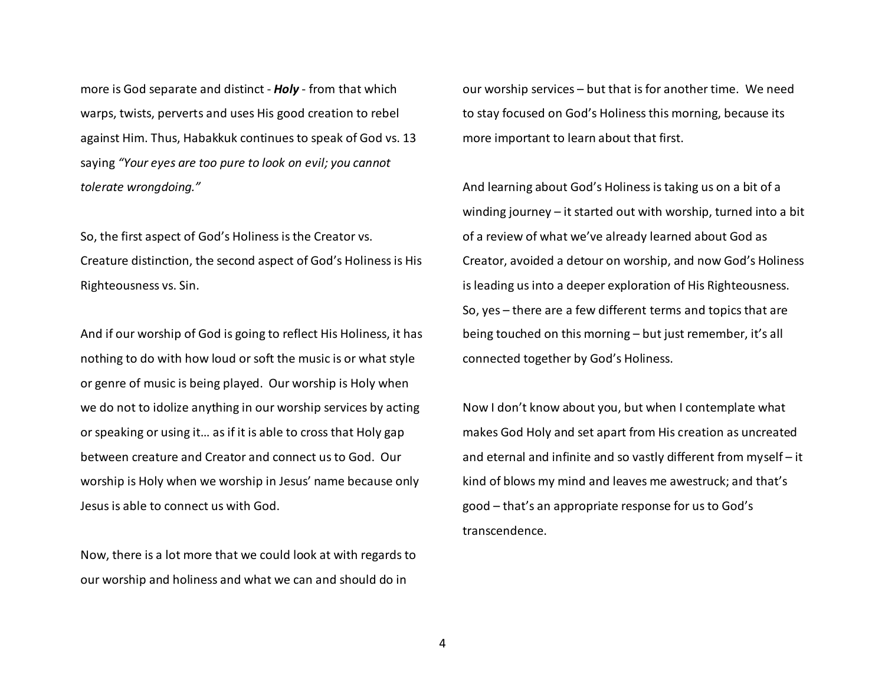more is God separate and distinct - ***Holy*** - from that which warps, twists, perverts and uses His good creation to rebel against Him. Thus, Habakkuk continues to speak of God vs. 13 saying *"Your eyes are too pure to look on evil; you cannot tolerate wrongdoing."*

So, the first aspect of God's Holiness is the Creator vs. Creature distinction, the second aspect of God's Holiness is His Righteousness vs. Sin.

And if our worship of God is going to reflect His Holiness, it has nothing to do with how loud or soft the music is or what style or genre of music is being played. Our worship is Holy when we do not to idolize anything in our worship services by acting or speaking or using it… as if it is able to cross that Holy gap between creature and Creator and connect us to God. Our worship is Holy when we worship in Jesus' name because only Jesus is able to connect us with God.

Now, there is a lot more that we could look at with regards to our worship and holiness and what we can and should do in our worship services – but that is for another time. We need to stay focused on God's Holiness this morning, because its more important to learn about that first.

And learning about God's Holiness is taking us on a bit of a winding journey – it started out with worship, turned into a bit of a review of what we've already learned about God as Creator, avoided a detour on worship, and now God's Holiness is leading us into a deeper exploration of His Righteousness. So, yes – there are a few different terms and topics that are being touched on this morning – but just remember, it's all connected together by God's Holiness.

Now I don't know about you, but when I contemplate what makes God Holy and set apart from His creation as uncreated and eternal and infinite and so vastly different from myself – it kind of blows my mind and leaves me awestruck; and that's good – that's an appropriate response for us to God's transcendence.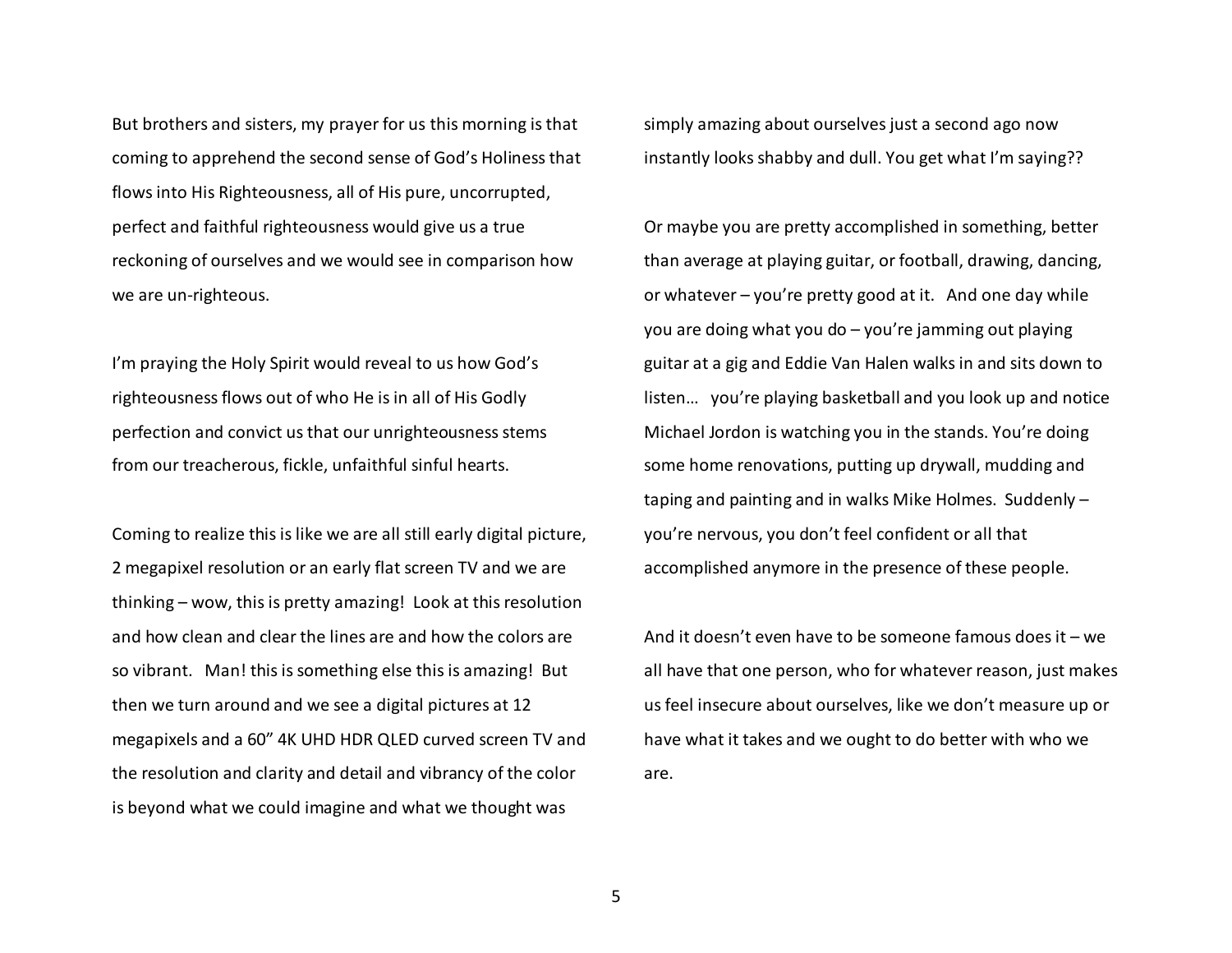But brothers and sisters, my prayer for us this morning is that coming to apprehend the second sense of God's Holiness that flows into His Righteousness, all of His pure, uncorrupted, perfect and faithful righteousness would give us a true reckoning of ourselves and we would see in comparison how we are un-righteous.

I'm praying the Holy Spirit would reveal to us how God's righteousness flows out of who He is in all of His Godly perfection and convict us that our unrighteousness stems from our treacherous, fickle, unfaithful sinful hearts.

Coming to realize this is like we are all still early digital picture, 2 megapixel resolution or an early flat screen TV and we are thinking – wow, this is pretty amazing! Look at this resolution and how clean and clear the lines are and how the colors are so vibrant. Man! this is something else this is amazing! But then we turn around and we see a digital pictures at 12 megapixels and a 60" 4K UHD HDR QLED curved screen TV and the resolution and clarity and detail and vibrancy of the color is beyond what we could imagine and what we thought was simply amazing about ourselves just a second ago now instantly looks shabby and dull. You get what I'm saying??

Or maybe you are pretty accomplished in something, better than average at playing guitar, or football, drawing, dancing, or whatever – you're pretty good at it. And one day while you are doing what you do – you're jamming out playing guitar at a gig and Eddie Van Halen walks in and sits down to listen… you're playing basketball and you look up and notice Michael Jordon is watching you in the stands. You're doing some home renovations, putting up drywall, mudding and taping and painting and in walks Mike Holmes. Suddenly – you're nervous, you don't feel confident or all that accomplished anymore in the presence of these people.

And it doesn't even have to be someone famous does it – we all have that one person, who for whatever reason, just makes us feel insecure about ourselves, like we don't measure up or have what it takes and we ought to do better with who we are.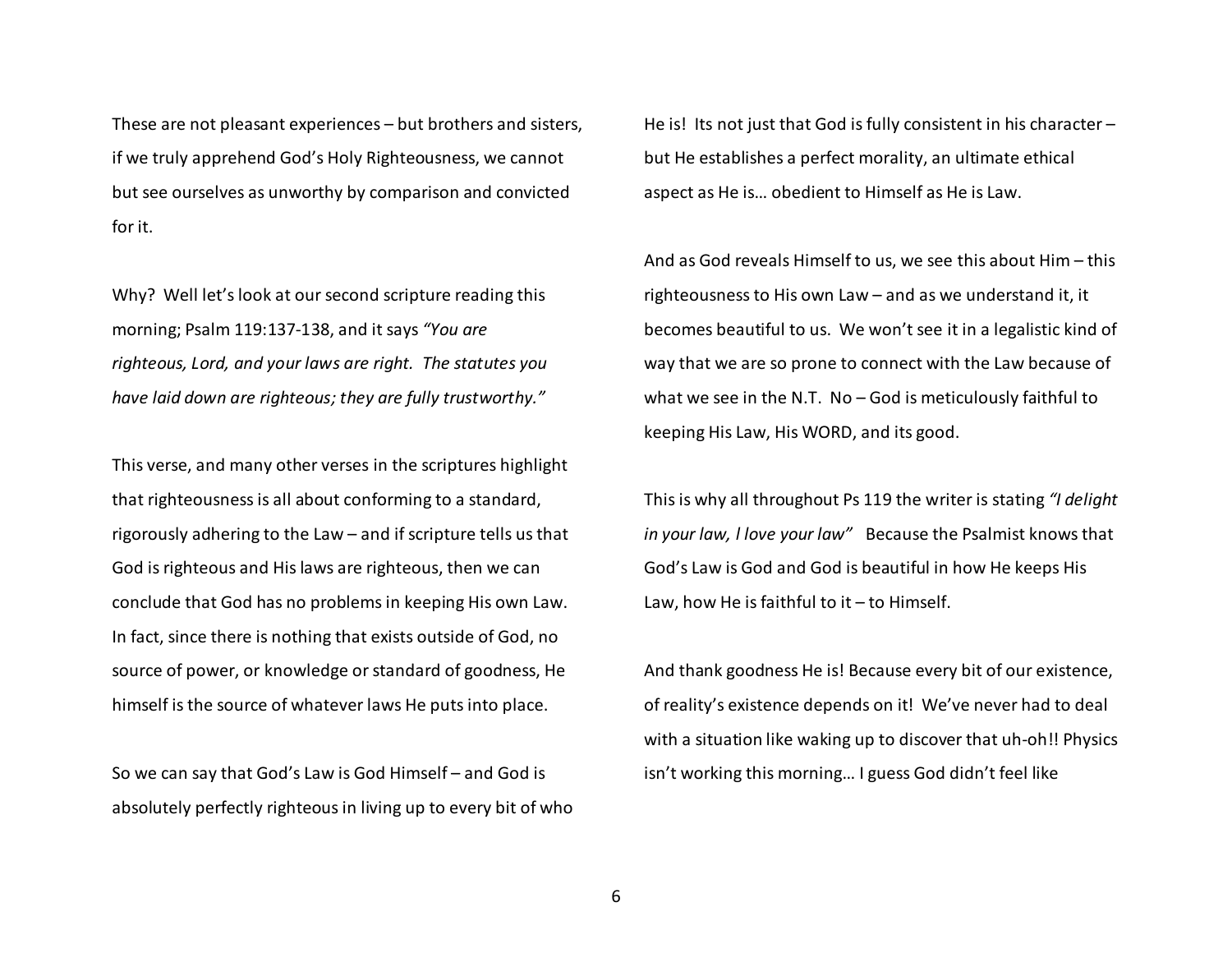These are not pleasant experiences – but brothers and sisters, if we truly apprehend God's Holy Righteousness, we cannot but see ourselves as unworthy by comparison and convicted for it.

Why? Well let's look at our second scripture reading this morning; Psalm 119:137-138, and it says *"You are righteous, Lord, and your laws are right. The statutes you have laid down are righteous; they are fully trustworthy."*

This verse, and many other verses in the scriptures highlight that righteousness is all about conforming to a standard, rigorously adhering to the Law – and if scripture tells us that God is righteous and His laws are righteous, then we can conclude that God has no problems in keeping His own Law. In fact, since there is nothing that exists outside of God, no source of power, or knowledge or standard of goodness, He himself is the source of whatever laws He puts into place.

So we can say that God's Law is God Himself – and God is absolutely perfectly righteous in living up to every bit of who He is! Its not just that God is fully consistent in his character – but He establishes a perfect morality, an ultimate ethical aspect as He is… obedient to Himself as He is Law.

And as God reveals Himself to us, we see this about Him – this righteousness to His own Law – and as we understand it, it becomes beautiful to us. We won't see it in a legalistic kind of way that we are so prone to connect with the Law because of what we see in the N.T. No – God is meticulously faithful to keeping His Law, His WORD, and its good.

This is why all throughout Ps 119 the writer is stating *"I delight in your law, I love your law"* Because the Psalmist knows that God's Law is God and God is beautiful in how He keeps His Law, how He is faithful to it – to Himself.

And thank goodness He is! Because every bit of our existence, of reality's existence depends on it! We've never had to deal with a situation like waking up to discover that uh-oh!! Physics isn't working this morning… I guess God didn't feel like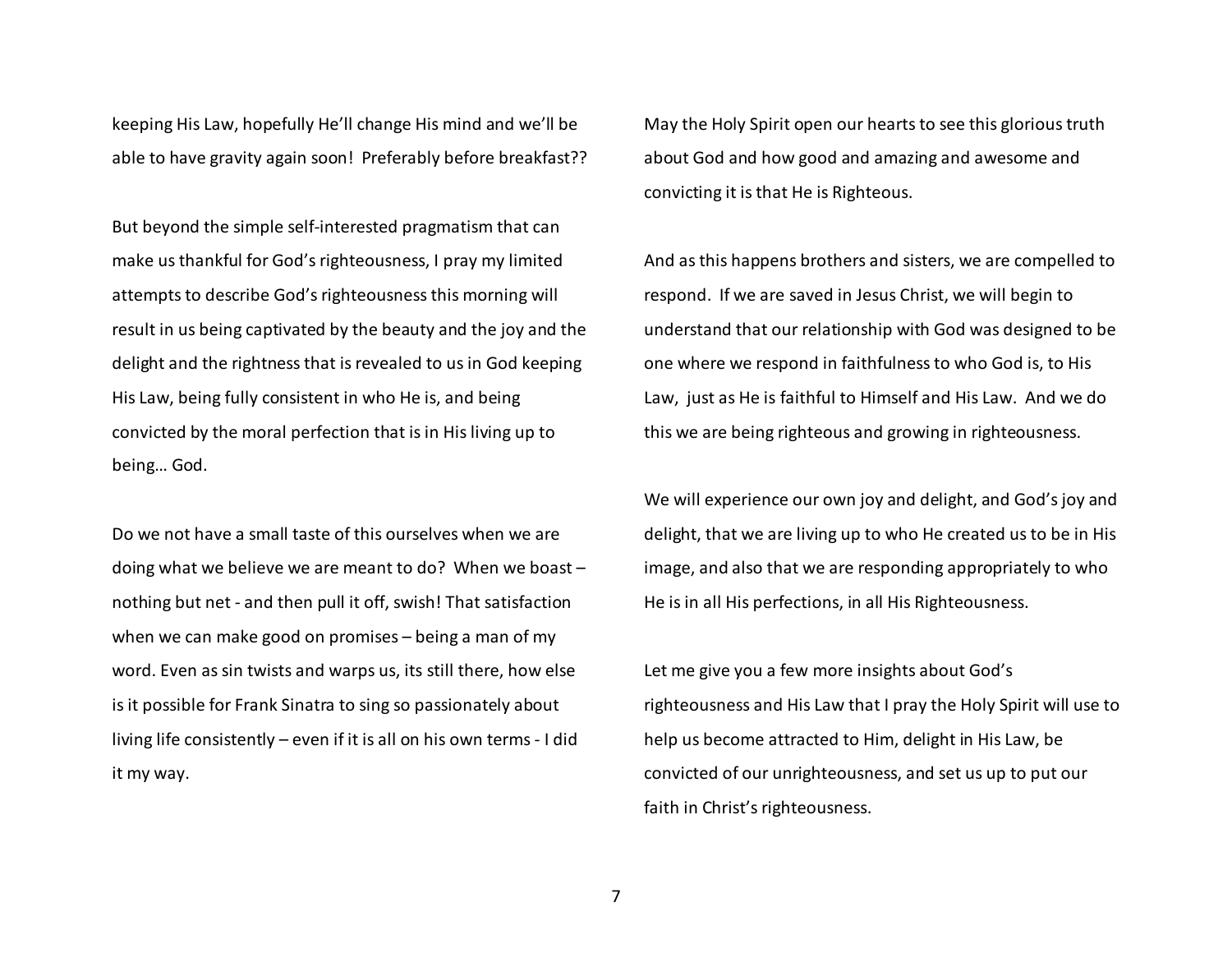keeping His Law, hopefully He'll change His mind and we'll be able to have gravity again soon! Preferably before breakfast??

But beyond the simple self-interested pragmatism that can make us thankful for God's righteousness, I pray my limited attempts to describe God's righteousness this morning will result in us being captivated by the beauty and the joy and the delight and the rightness that is revealed to us in God keeping His Law, being fully consistent in who He is, and being convicted by the moral perfection that is in His living up to being… God.

Do we not have a small taste of this ourselves when we are doing what we believe we are meant to do? When we boast – nothing but net - and then pull it off, swish! That satisfaction when we can make good on promises – being a man of my word. Even as sin twists and warps us, its still there, how else is it possible for Frank Sinatra to sing so passionately about living life consistently – even if it is all on his own terms - I did it my way.

May the Holy Spirit open our hearts to see this glorious truth about God and how good and amazing and awesome and convicting it is that He is Righteous.

And as this happens brothers and sisters, we are compelled to respond. If we are saved in Jesus Christ, we will begin to understand that our relationship with God was designed to be one where we respond in faithfulness to who God is, to His Law, just as He is faithful to Himself and His Law. And we do this we are being righteous and growing in righteousness.

We will experience our own joy and delight, and God's joy and delight, that we are living up to who He created us to be in His image, and also that we are responding appropriately to who He is in all His perfections, in all His Righteousness.

Let me give you a few more insights about God's righteousness and His Law that I pray the Holy Spirit will use to help us become attracted to Him, delight in His Law, be convicted of our unrighteousness, and set us up to put our faith in Christ's righteousness.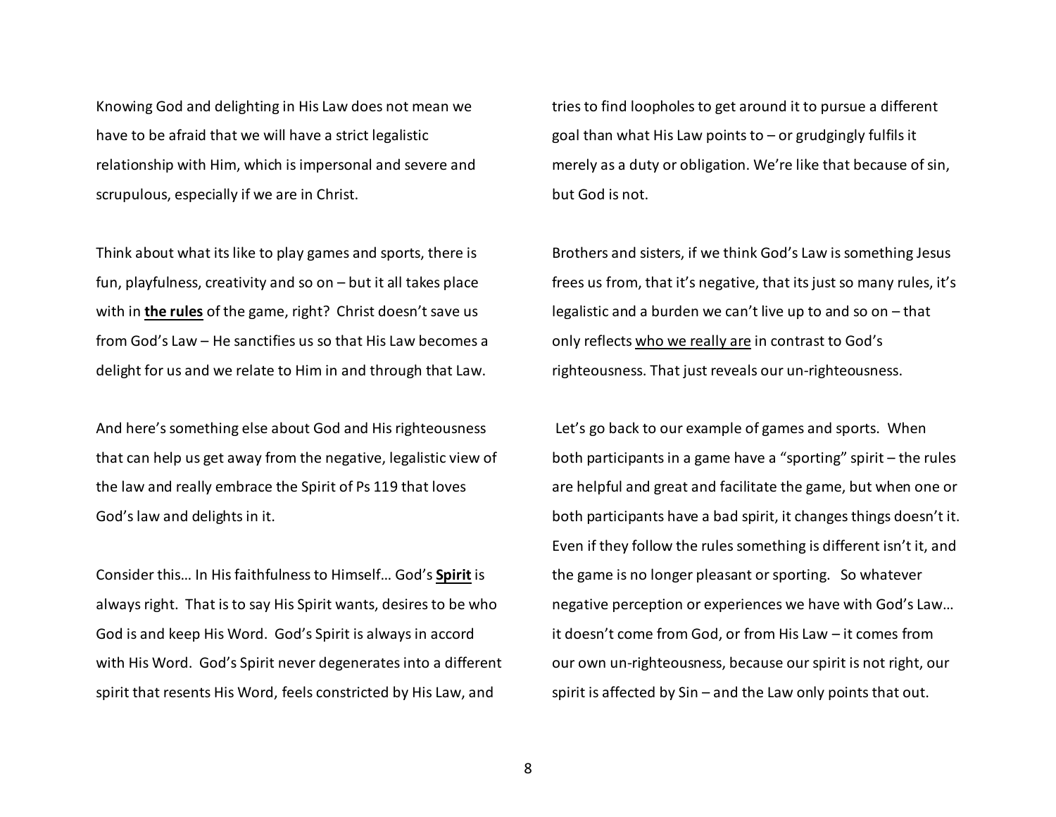Knowing God and delighting in His Law does not mean we have to be afraid that we will have a strict legalistic relationship with Him, which is impersonal and severe and scrupulous, especially if we are in Christ.

Think about what its like to play games and sports, there is fun, playfulness, creativity and so on – but it all takes place with in **the rules** of the game, right? Christ doesn't save us from God's Law – He sanctifies us so that His Law becomes a delight for us and we relate to Him in and through that Law.

And here's something else about God and His righteousness that can help us get away from the negative, legalistic view of the law and really embrace the Spirit of Ps 119 that loves God's law and delights in it.

Consider this… In His faithfulness to Himself… God's **Spirit** is always right. That is to say His Spirit wants, desires to be who God is and keep His Word. God's Spirit is always in accord with His Word. God's Spirit never degenerates into a different spirit that resents His Word, feels constricted by His Law, and tries to find loopholes to get around it to pursue a different goal than what His Law points to – or grudgingly fulfils it merely as a duty or obligation. We're like that because of sin, but God is not.

Brothers and sisters, if we think God's Law is something Jesus frees us from, that it's negative, that its just so many rules, it's legalistic and a burden we can't live up to and so on – that only reflects who we really are in contrast to God's righteousness. That just reveals our un-righteousness.

Let's go back to our example of games and sports. When both participants in a game have a "sporting" spirit – the rules are helpful and great and facilitate the game, but when one or both participants have a bad spirit, it changes things doesn't it. Even if they follow the rules something is different isn't it, and the game is no longer pleasant or sporting. So whatever negative perception or experiences we have with God's Law… it doesn't come from God, or from His Law – it comes from our own un-righteousness, because our spirit is not right, our spirit is affected by Sin – and the Law only points that out.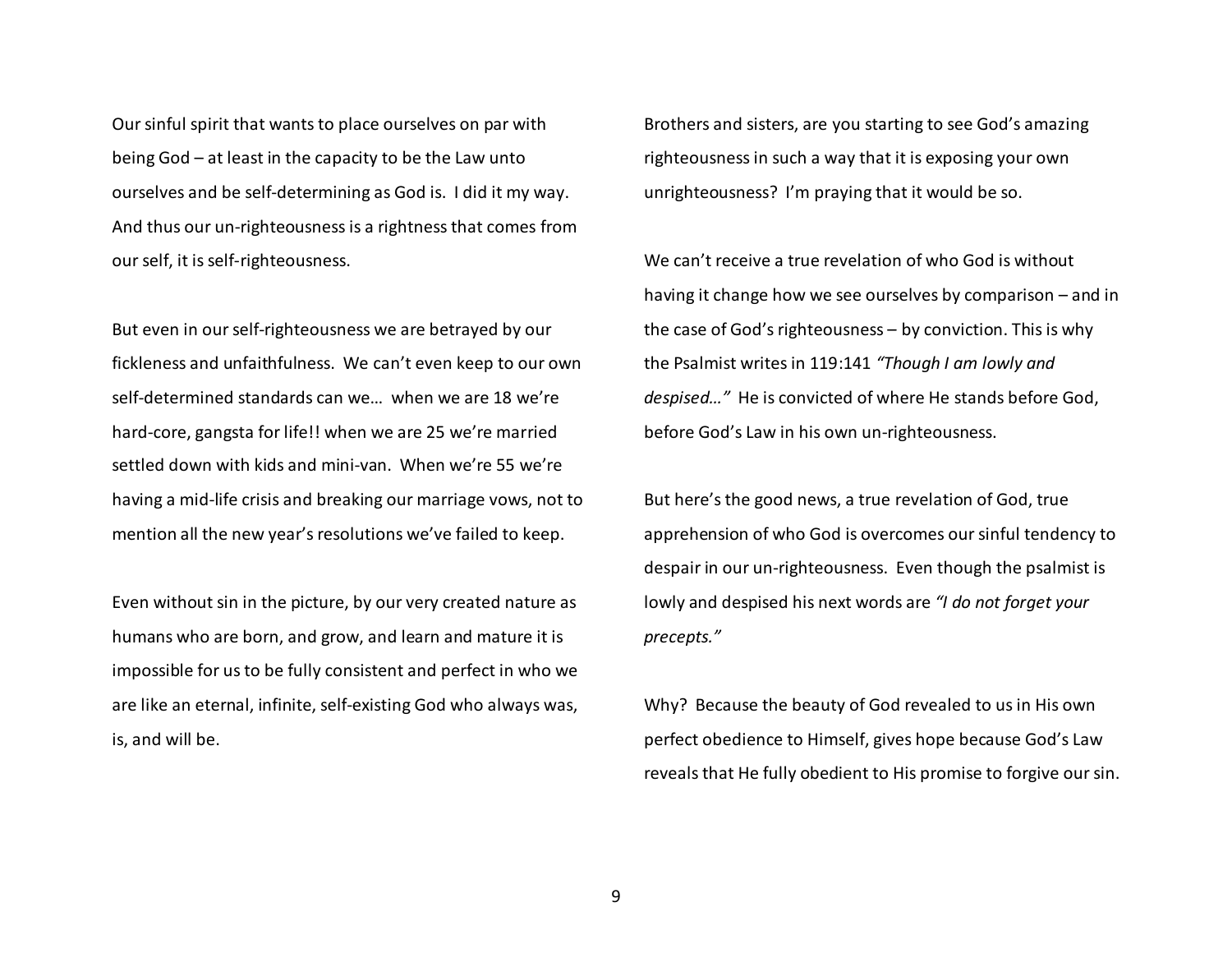Our sinful spirit that wants to place ourselves on par with being God – at least in the capacity to be the Law unto ourselves and be self-determining as God is. I did it my way. And thus our un-righteousness is a rightness that comes from our self, it is self-righteousness.

But even in our self-righteousness we are betrayed by our fickleness and unfaithfulness. We can't even keep to our own self-determined standards can we… when we are 18 we're hard-core, gangsta for life!! when we are 25 we're married settled down with kids and mini-van. When we're 55 we're having a mid-life crisis and breaking our marriage vows, not to mention all the new year's resolutions we've failed to keep.

Even without sin in the picture, by our very created nature as humans who are born, and grow, and learn and mature it is impossible for us to be fully consistent and perfect in who we are like an eternal, infinite, self-existing God who always was, is, and will be.

Brothers and sisters, are you starting to see God's amazing righteousness in such a way that it is exposing your own unrighteousness? I'm praying that it would be so.

We can't receive a true revelation of who God is without having it change how we see ourselves by comparison – and in the case of God's righteousness – by conviction. This is why the Psalmist writes in 119:141 *"Though I am lowly and despised…"* He is convicted of where He stands before God, before God's Law in his own un-righteousness.

But here's the good news, a true revelation of God, true apprehension of who God is overcomes our sinful tendency to despair in our un-righteousness. Even though the psalmist is lowly and despised his next words are *"I do not forget your precepts."*

Why? Because the beauty of God revealed to us in His own perfect obedience to Himself, gives hope because God's Law reveals that He fully obedient to His promise to forgive our sin.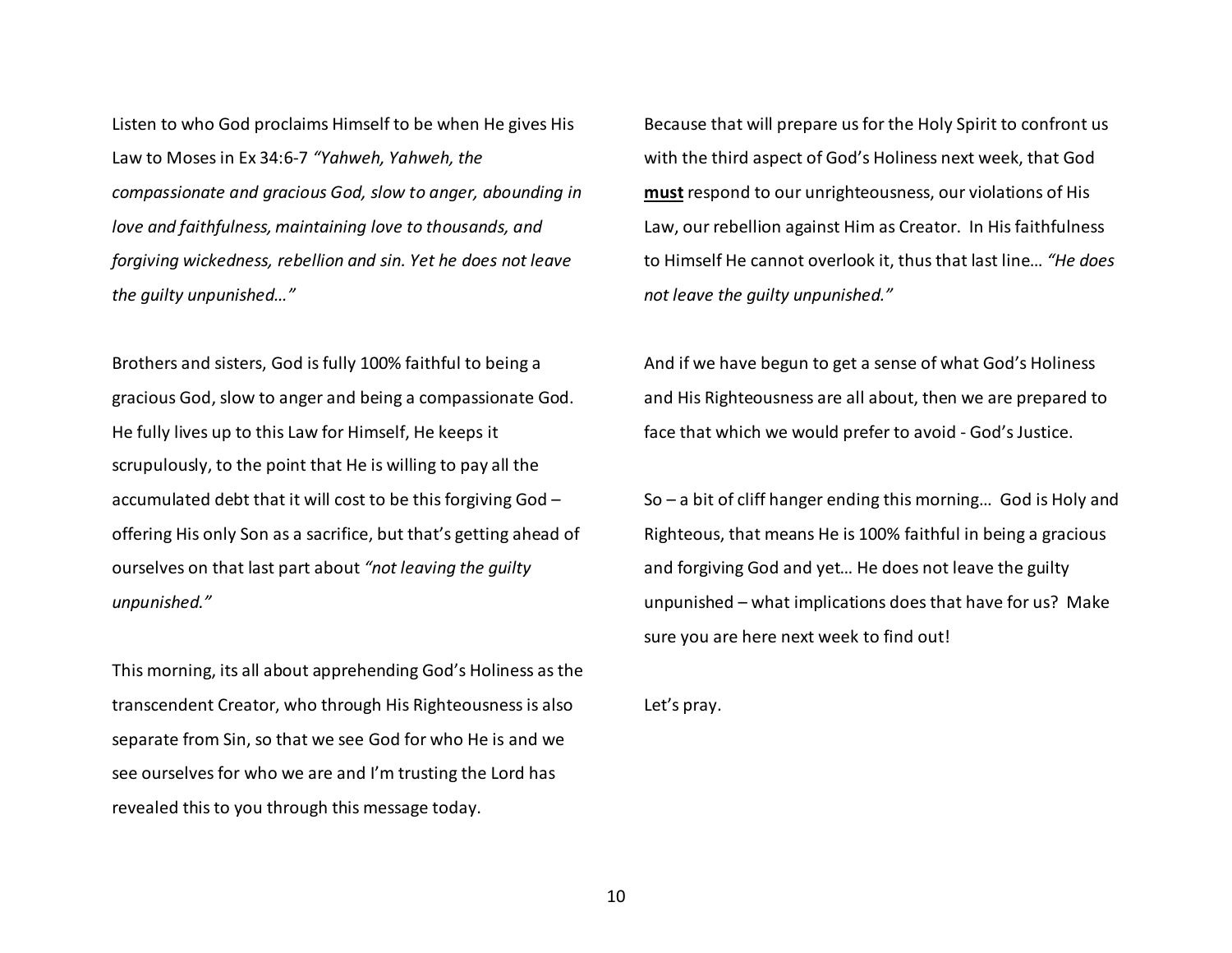Listen to who God proclaims Himself to be when He gives His Law to Moses in Ex 34:6-7 *"Yahweh, Yahweh, the compassionate and gracious God, slow to anger, abounding in love and faithfulness, maintaining love to thousands, and forgiving wickedness, rebellion and sin. Yet he does not leave the guilty unpunished…"*

Brothers and sisters, God is fully 100% faithful to being a gracious God, slow to anger and being a compassionate God. He fully lives up to this Law for Himself, He keeps it scrupulously, to the point that He is willing to pay all the accumulated debt that it will cost to be this forgiving God – offering His only Son as a sacrifice, but that's getting ahead of ourselves on that last part about *"not leaving the guilty unpunished."*

This morning, its all about apprehending God's Holiness as the transcendent Creator, who through His Righteousness is also separate from Sin, so that we see God for who He is and we see ourselves for who we are and I'm trusting the Lord has revealed this to you through this message today.

Because that will prepare us for the Holy Spirit to confront us with the third aspect of God's Holiness next week, that God <u>**must**</u> respond to our unrighteousness, our violations of His Law, our rebellion against Him as Creator. In His faithfulness to Himself He cannot overlook it, thus that last line… *"He does not leave the guilty unpunished."*

And if we have begun to get a sense of what God's Holiness and His Righteousness are all about, then we are prepared to face that which we would prefer to avoid - God's Justice.

So – a bit of cliff hanger ending this morning… God is Holy and Righteous, that means He is 100% faithful in being a gracious and forgiving God and yet… He does not leave the guilty unpunished – what implications does that have for us? Make sure you are here next week to find out!

Let's pray.